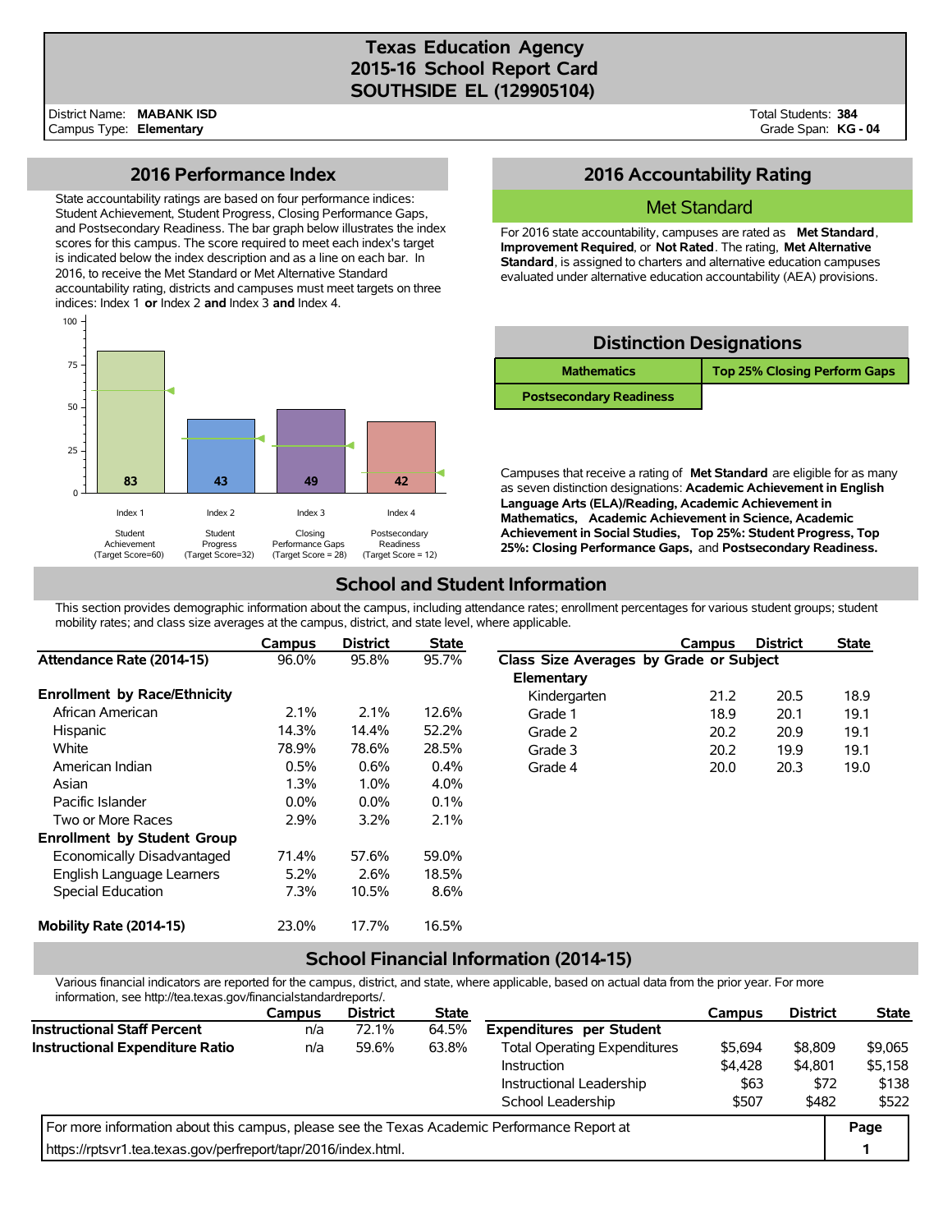# Texas Education Agency
# 2015-16 School Report Card
# SOUTHSIDE EL (129905104)

District Name: **MABANK ISD**
Campus Type: **Elementary**

Total Students: **384**
Grade Span: **KG - 04**

## 2016 Performance Index

State accountability ratings are based on four performance indices: Student Achievement, Student Progress, Closing Performance Gaps, and Postsecondary Readiness. The bar graph below illustrates the index scores for this campus. The score required to meet each index's target is indicated below the index description and as a line on each bar. In 2016, to receive the Met Standard or Met Alternative Standard accountability rating, districts and campuses must meet targets on three indices: Index 1 **or** Index 2 **and** Index 3 **and** Index 4.

| Index | Description | Target Score | Score |
|---|---|---|---|
| Index 1 | Student Achievement | 60 | 83 |
| Index 2 | Student Progress | 32 | 43 |
| Index 3 | Closing Performance Gaps | 28 | 49 |
| Index 4 | Postsecondary Readiness | 12 | 42 |

## 2016 Accountability Rating

**Met Standard**

For 2016 state accountability, campuses are rated as **Met Standard**, **Improvement Required**, or **Not Rated**. The rating, **Met Alternative Standard**, is assigned to charters and alternative education campuses evaluated under alternative education accountability (AEA) provisions.

## Distinction Designations

| Mathematics | Top 25% Closing Perform Gaps |
|---|---|
| Postsecondary Readiness | |

Campuses that receive a rating of **Met Standard** are eligible for as many as seven distinction designations: **Academic Achievement in English Language Arts (ELA)/Reading, Academic Achievement in Mathematics, Academic Achievement in Science, Academic Achievement in Social Studies, Top 25%: Student Progress, Top 25%: Closing Performance Gaps,** and **Postsecondary Readiness.**

## School and Student Information

This section provides demographic information about the campus, including attendance rates; enrollment percentages for various student groups; student mobility rates; and class size averages at the campus, district, and state level, where applicable.

| | Campus | District | State |
|---|---|---|---|
| **Attendance Rate (2014-15)** | 96.0% | 95.8% | 95.7% |
| **Enrollment by Race/Ethnicity** | | | |
| African American | 2.1% | 2.1% | 12.6% |
| Hispanic | 14.3% | 14.4% | 52.2% |
| White | 78.9% | 78.6% | 28.5% |
| American Indian | 0.5% | 0.6% | 0.4% |
| Asian | 1.3% | 1.0% | 4.0% |
| Pacific Islander | 0.0% | 0.0% | 0.1% |
| Two or More Races | 2.9% | 3.2% | 2.1% |
| **Enrollment by Student Group** | | | |
| Economically Disadvantaged | 71.4% | 57.6% | 59.0% |
| English Language Learners | 5.2% | 2.6% | 18.5% |
| Special Education | 7.3% | 10.5% | 8.6% |
| **Mobility Rate (2014-15)** | 23.0% | 17.7% | 16.5% |

| | Campus | District | State |
|---|---|---|---|
| **Class Size Averages by Grade or Subject** | | | |
| **Elementary** | | | |
| Kindergarten | 21.2 | 20.5 | 18.9 |
| Grade 1 | 18.9 | 20.1 | 19.1 |
| Grade 2 | 20.2 | 20.9 | 19.1 |
| Grade 3 | 20.2 | 19.9 | 19.1 |
| Grade 4 | 20.0 | 20.3 | 19.0 |

## School Financial Information (2014-15)

Various financial indicators are reported for the campus, district, and state, where applicable, based on actual data from the prior year. For more information, see http://tea.texas.gov/financialstandardreports/.

| | Campus | District | State |
|---|---|---|---|
| **Instructional Staff Percent** | n/a | 72.1% | 64.5% |
| **Instructional Expenditure Ratio** | n/a | 59.6% | 63.8% |

| | Campus | District | State |
|---|---|---|---|
| **Expenditures per Student** | | | |
| Total Operating Expenditures | $5,694 | $8,809 | $9,065 |
| Instruction | $4,428 | $4,801 | $5,158 |
| Instructional Leadership | $63 | $72 | $138 |
| School Leadership | $507 | $482 | $522 |

For more information about this campus, please see the Texas Academic Performance Report at https://rptsvr1.tea.texas.gov/perfreport/tapr/2016/index.html.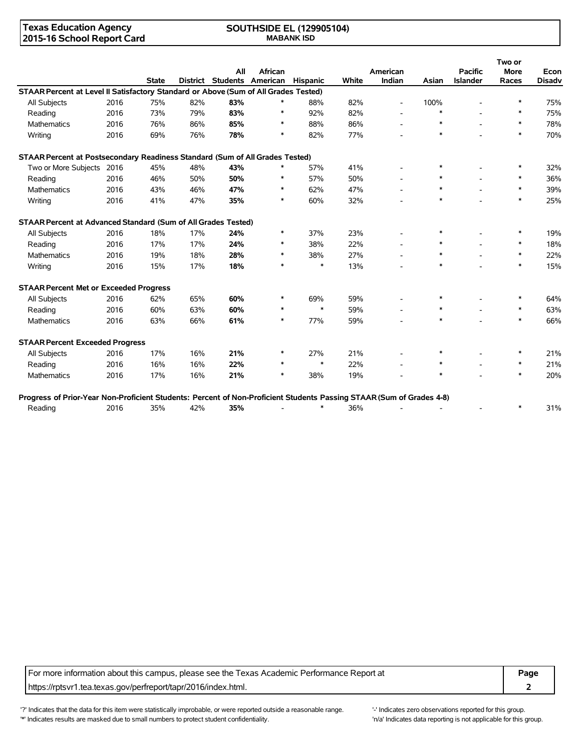| | | State | District | All Students | African American | Hispanic | White | American Indian | Asian | Pacific Islander | Two or More Races | Econ Disadv |
|---|---|---|---|---|---|---|---|---|---|---|---|---|
| **STAAR Percent at Level II Satisfactory Standard or Above (Sum of All Grades Tested)** | | | | | | | | | | | | |
| All Subjects | 2016 | 75% | 82% | **83%** | * | 88% | 82% | - | 100% | - | * | 75% |
| Reading | 2016 | 73% | 79% | **83%** | * | 92% | 82% | - | * | - | * | 75% |
| Mathematics | 2016 | 76% | 86% | **85%** | * | 88% | 86% | - | * | - | * | 78% |
| Writing | 2016 | 69% | 76% | **78%** | * | 82% | 77% | - | * | - | * | 70% |
| **STAAR Percent at Postsecondary Readiness Standard (Sum of All Grades Tested)** | | | | | | | | | | | | |
| Two or More Subjects | 2016 | 45% | 48% | **43%** | * | 57% | 41% | - | * | - | * | 32% |
| Reading | 2016 | 46% | 50% | **50%** | * | 57% | 50% | - | * | - | * | 36% |
| Mathematics | 2016 | 43% | 46% | **47%** | * | 62% | 47% | - | * | - | * | 39% |
| Writing | 2016 | 41% | 47% | **35%** | * | 60% | 32% | - | * | - | * | 25% |
| **STAAR Percent at Advanced Standard (Sum of All Grades Tested)** | | | | | | | | | | | | |
| All Subjects | 2016 | 18% | 17% | **24%** | * | 37% | 23% | - | * | - | * | 19% |
| Reading | 2016 | 17% | 17% | **24%** | * | 38% | 22% | - | * | - | * | 18% |
| Mathematics | 2016 | 19% | 18% | **28%** | * | 38% | 27% | - | * | - | * | 22% |
| Writing | 2016 | 15% | 17% | **18%** | * | * | 13% | - | * | - | * | 15% |
| **STAAR Percent Met or Exceeded Progress** | | | | | | | | | | | | |
| All Subjects | 2016 | 62% | 65% | **60%** | * | 69% | 59% | - | * | - | * | 64% |
| Reading | 2016 | 60% | 63% | **60%** | * | * | 59% | - | * | - | * | 63% |
| Mathematics | 2016 | 63% | 66% | **61%** | * | 77% | 59% | - | * | - | * | 66% |
| **STAAR Percent Exceeded Progress** | | | | | | | | | | | | |
| All Subjects | 2016 | 17% | 16% | **21%** | * | 27% | 21% | - | * | - | * | 21% |
| Reading | 2016 | 16% | 16% | **22%** | * | * | 22% | - | * | - | * | 21% |
| Mathematics | 2016 | 17% | 16% | **21%** | * | 38% | 19% | - | * | - | * | 20% |
| **Progress of Prior-Year Non-Proficient Students: Percent of Non-Proficient Students Passing STAAR (Sum of Grades 4-8)** | | | | | | | | | | | | |
| Reading | 2016 | 35% | 42% | **35%** | - | * | 36% | - | - | - | * | 31% |

For more information about this campus, please see the Texas Academic Performance Report at https://rptsvr1.tea.texas.gov/perfreport/tapr/2016/index.html.

'?' Indicates that the data for this item were statistically improbable, or were reported outside a reasonable range.
'*' Indicates results are masked due to small numbers to protect student confidentiality.
'-' Indicates zero observations reported for this group.
'n/a' Indicates data reporting is not applicable for this group.